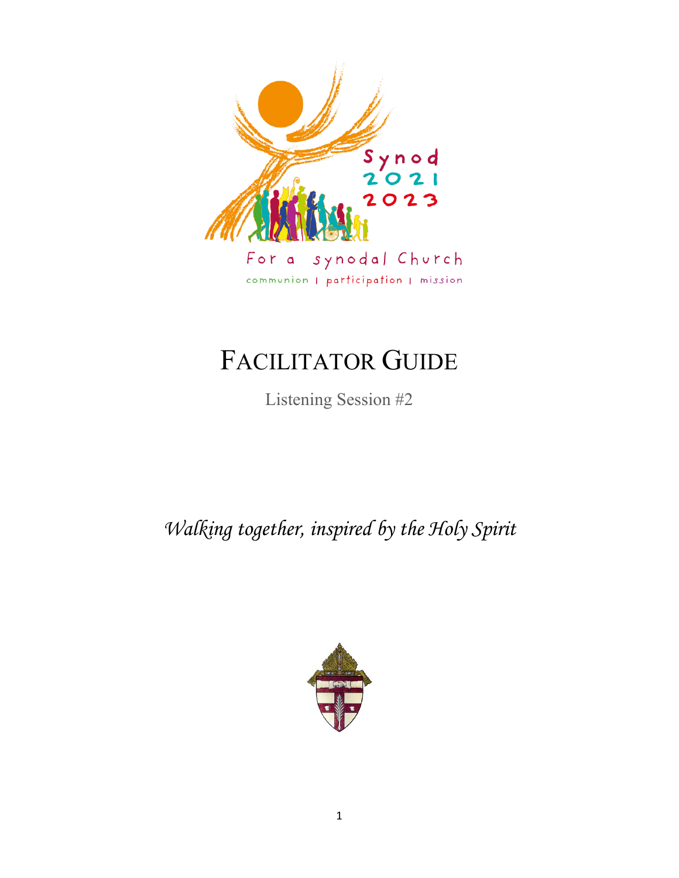Synod 2021 2023

For a synodal Church

communion | participation | mission

# FACILITATOR GUIDE

Listening Session #2

*Walking together, inspired by the Holy Spirit*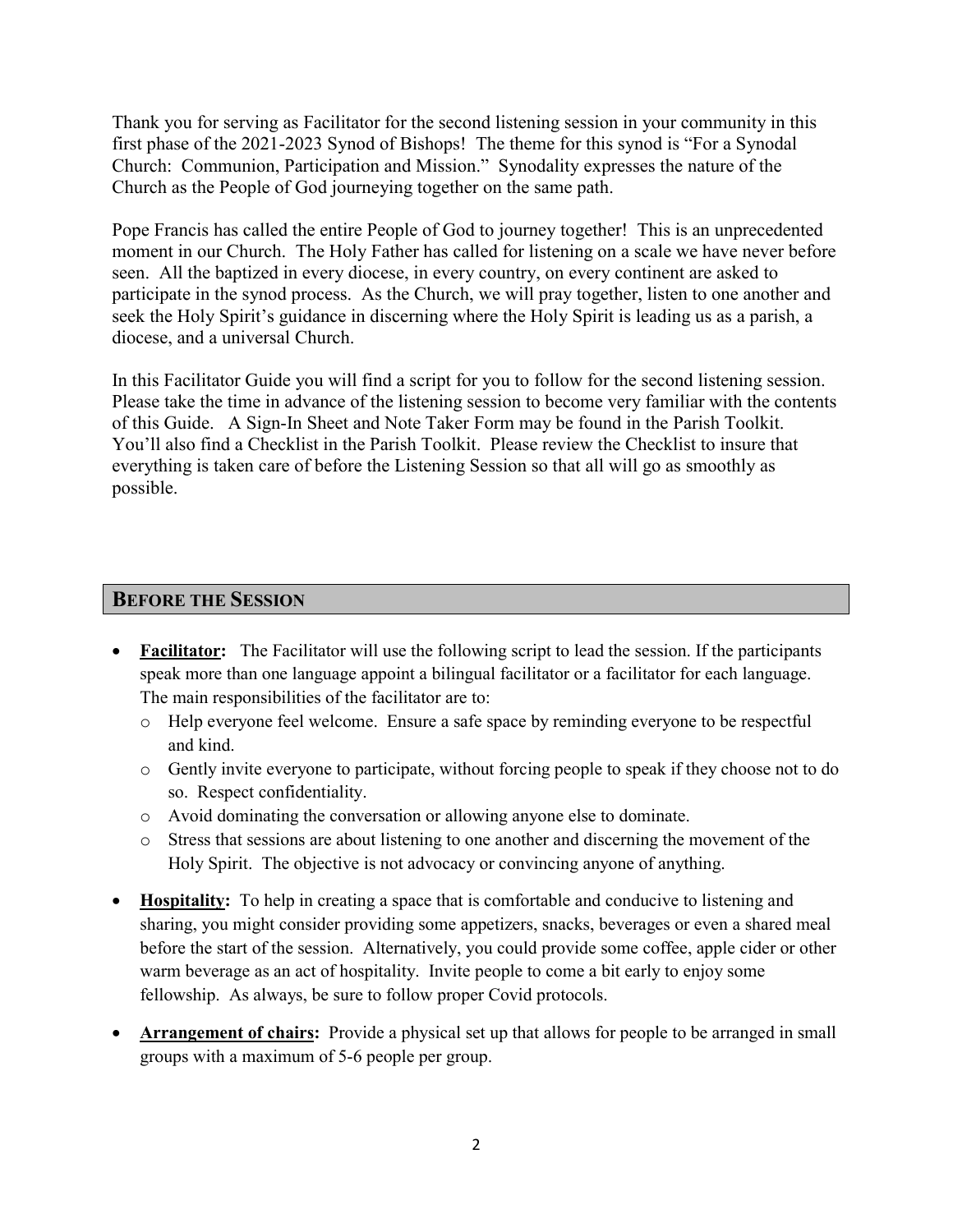Thank you for serving as Facilitator for the second listening session in your community in this first phase of the 2021-2023 Synod of Bishops! The theme for this synod is "For a Synodal Church: Communion, Participation and Mission." Synodality expresses the nature of the Church as the People of God journeying together on the same path.

Pope Francis has called the entire People of God to journey together! This is an unprecedented moment in our Church. The Holy Father has called for listening on a scale we have never before seen. All the baptized in every diocese, in every country, on every continent are asked to participate in the synod process. As the Church, we will pray together, listen to one another and seek the Holy Spirit's guidance in discerning where the Holy Spirit is leading us as a parish, a diocese, and a universal Church.

In this Facilitator Guide you will find a script for you to follow for the second listening session. Please take the time in advance of the listening session to become very familiar with the contents of this Guide. A Sign-In Sheet and Note Taker Form may be found in the Parish Toolkit. You'll also find a Checklist in the Parish Toolkit. Please review the Checklist to insure that everything is taken care of before the Listening Session so that all will go as smoothly as possible.

## BEFORE THE SESSION

- **Facilitator:** The Facilitator will use the following script to lead the session. If the participants speak more than one language appoint a bilingual facilitator or a facilitator for each language. The main responsibilities of the facilitator are to:
  - Help everyone feel welcome. Ensure a safe space by reminding everyone to be respectful and kind.
  - Gently invite everyone to participate, without forcing people to speak if they choose not to do so. Respect confidentiality.
  - Avoid dominating the conversation or allowing anyone else to dominate.
  - Stress that sessions are about listening to one another and discerning the movement of the Holy Spirit. The objective is not advocacy or convincing anyone of anything.
- **Hospitality:** To help in creating a space that is comfortable and conducive to listening and sharing, you might consider providing some appetizers, snacks, beverages or even a shared meal before the start of the session. Alternatively, you could provide some coffee, apple cider or other warm beverage as an act of hospitality. Invite people to come a bit early to enjoy some fellowship. As always, be sure to follow proper Covid protocols.
- **Arrangement of chairs:** Provide a physical set up that allows for people to be arranged in small groups with a maximum of 5-6 people per group.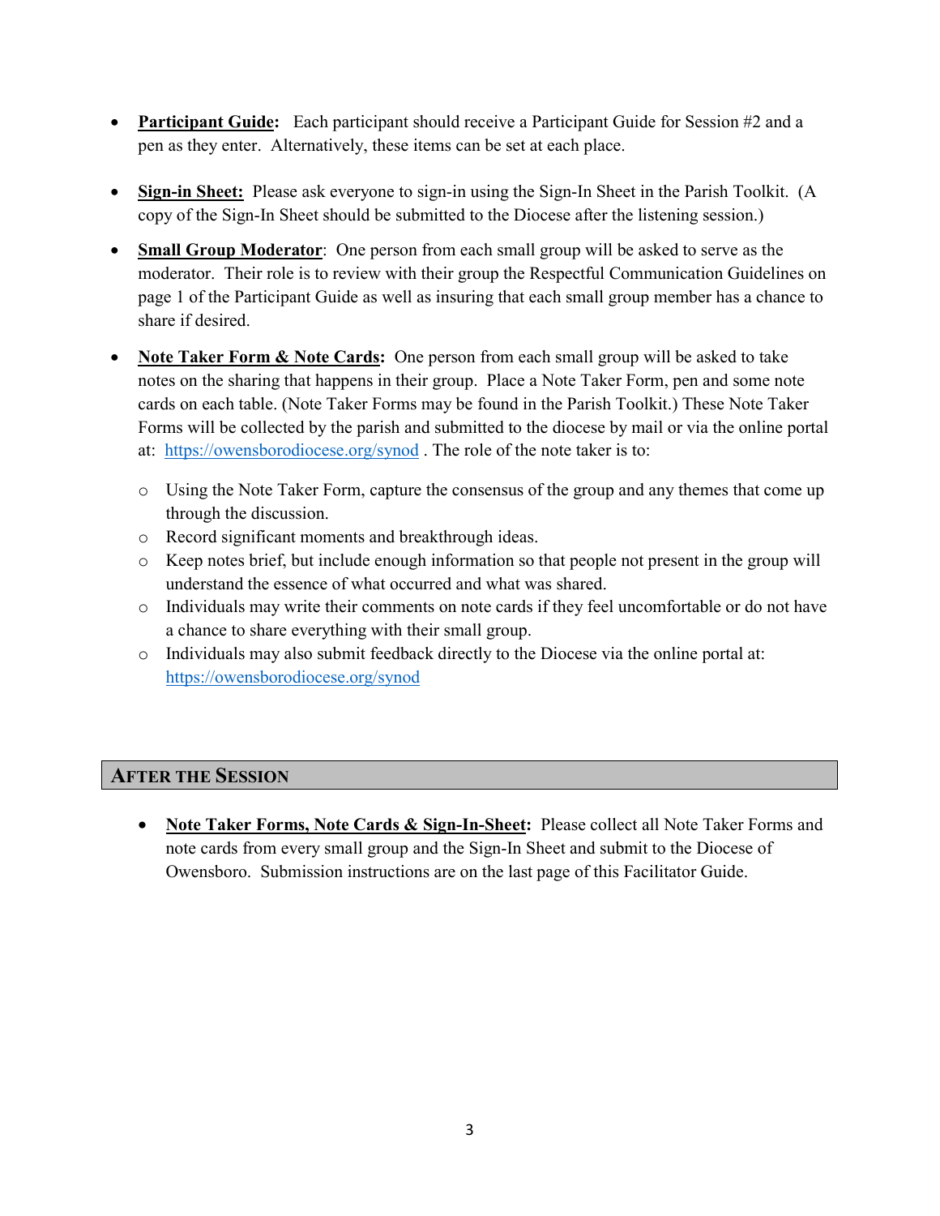- **Participant Guide:** Each participant should receive a Participant Guide for Session #2 and a pen as they enter. Alternatively, these items can be set at each place.

- **Sign-in Sheet:** Please ask everyone to sign-in using the Sign-In Sheet in the Parish Toolkit. (A copy of the Sign-In Sheet should be submitted to the Diocese after the listening session.)

- **Small Group Moderator**: One person from each small group will be asked to serve as the moderator. Their role is to review with their group the Respectful Communication Guidelines on page 1 of the Participant Guide as well as insuring that each small group member has a chance to share if desired.

- **Note Taker Form & Note Cards:** One person from each small group will be asked to take notes on the sharing that happens in their group. Place a Note Taker Form, pen and some note cards on each table. (Note Taker Forms may be found in the Parish Toolkit.) These Note Taker Forms will be collected by the parish and submitted to the diocese by mail or via the online portal at: https://owensborodiocese.org/synod . The role of the note taker is to:
  - Using the Note Taker Form, capture the consensus of the group and any themes that come up through the discussion.
  - Record significant moments and breakthrough ideas.
  - Keep notes brief, but include enough information so that people not present in the group will understand the essence of what occurred and what was shared.
  - Individuals may write their comments on note cards if they feel uncomfortable or do not have a chance to share everything with their small group.
  - Individuals may also submit feedback directly to the Diocese via the online portal at: https://owensborodiocese.org/synod

## After the Session

- **Note Taker Forms, Note Cards & Sign-In-Sheet:** Please collect all Note Taker Forms and note cards from every small group and the Sign-In Sheet and submit to the Diocese of Owensboro. Submission instructions are on the last page of this Facilitator Guide.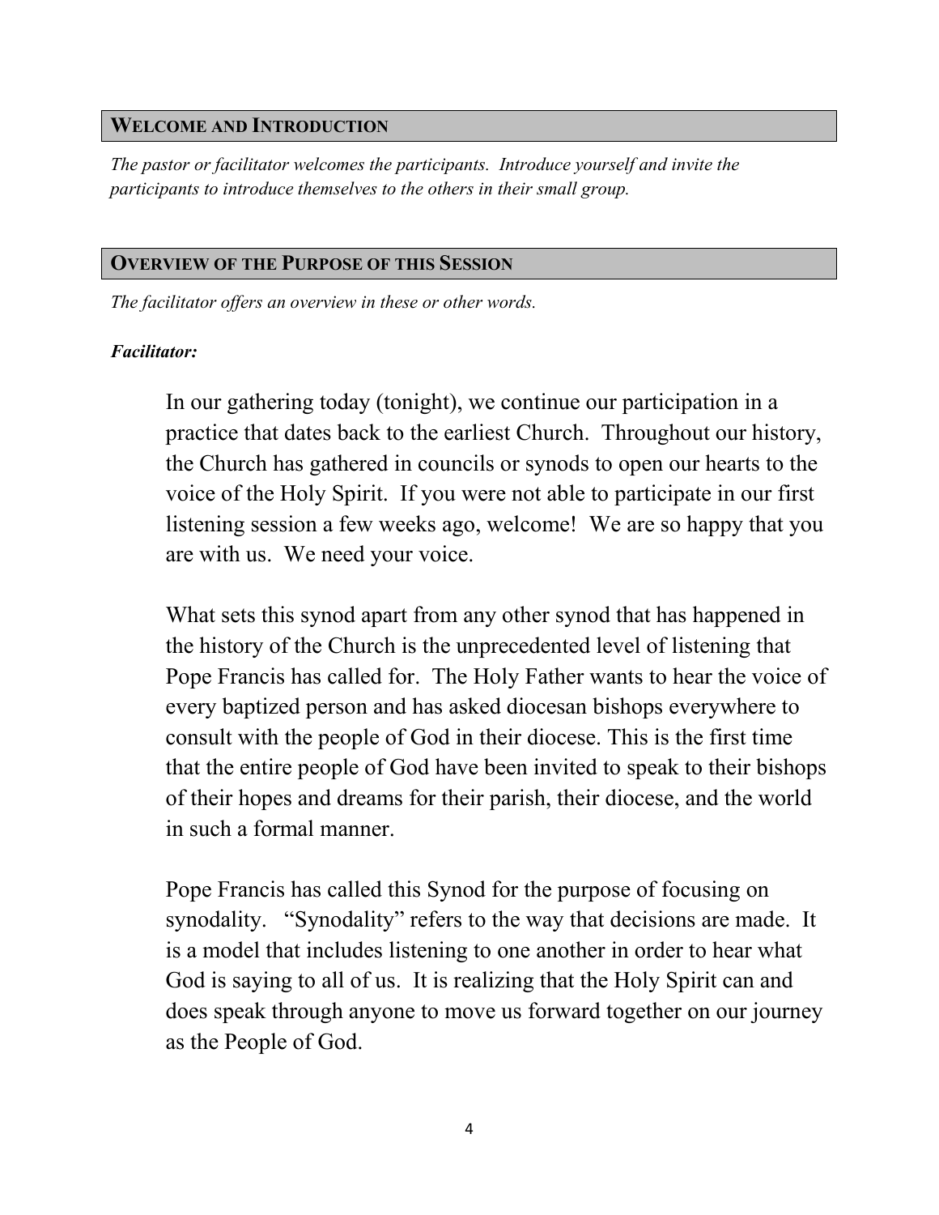## Welcome and Introduction

*The pastor or facilitator welcomes the participants. Introduce yourself and invite the participants to introduce themselves to the others in their small group.*

## Overview of the Purpose of this Session

*The facilitator offers an overview in these or other words.*

***Facilitator:***

In our gathering today (tonight), we continue our participation in a practice that dates back to the earliest Church. Throughout our history, the Church has gathered in councils or synods to open our hearts to the voice of the Holy Spirit. If you were not able to participate in our first listening session a few weeks ago, welcome! We are so happy that you are with us. We need your voice.

What sets this synod apart from any other synod that has happened in the history of the Church is the unprecedented level of listening that Pope Francis has called for. The Holy Father wants to hear the voice of every baptized person and has asked diocesan bishops everywhere to consult with the people of God in their diocese. This is the first time that the entire people of God have been invited to speak to their bishops of their hopes and dreams for their parish, their diocese, and the world in such a formal manner.

Pope Francis has called this Synod for the purpose of focusing on synodality. "Synodality" refers to the way that decisions are made. It is a model that includes listening to one another in order to hear what God is saying to all of us. It is realizing that the Holy Spirit can and does speak through anyone to move us forward together on our journey as the People of God.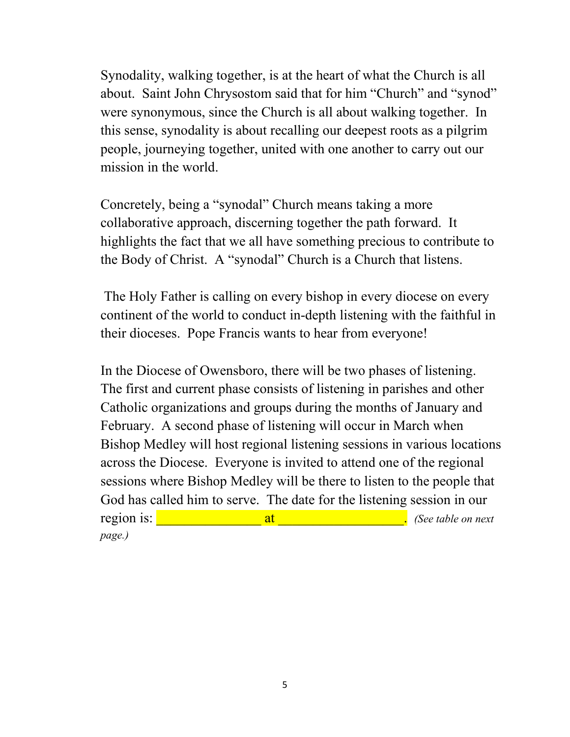Synodality, walking together, is at the heart of what the Church is all about. Saint John Chrysostom said that for him "Church" and "synod" were synonymous, since the Church is all about walking together. In this sense, synodality is about recalling our deepest roots as a pilgrim people, journeying together, united with one another to carry out our mission in the world.

Concretely, being a "synodal" Church means taking a more collaborative approach, discerning together the path forward. It highlights the fact that we all have something precious to contribute to the Body of Christ. A "synodal" Church is a Church that listens.

The Holy Father is calling on every bishop in every diocese on every continent of the world to conduct in-depth listening with the faithful in their dioceses. Pope Francis wants to hear from everyone!

In the Diocese of Owensboro, there will be two phases of listening. The first and current phase consists of listening in parishes and other Catholic organizations and groups during the months of January and February. A second phase of listening will occur in March when Bishop Medley will host regional listening sessions in various locations across the Diocese. Everyone is invited to attend one of the regional sessions where Bishop Medley will be there to listen to the people that God has called him to serve. The date for the listening session in our region is: ________________ at __________________. *(See table on next page.)*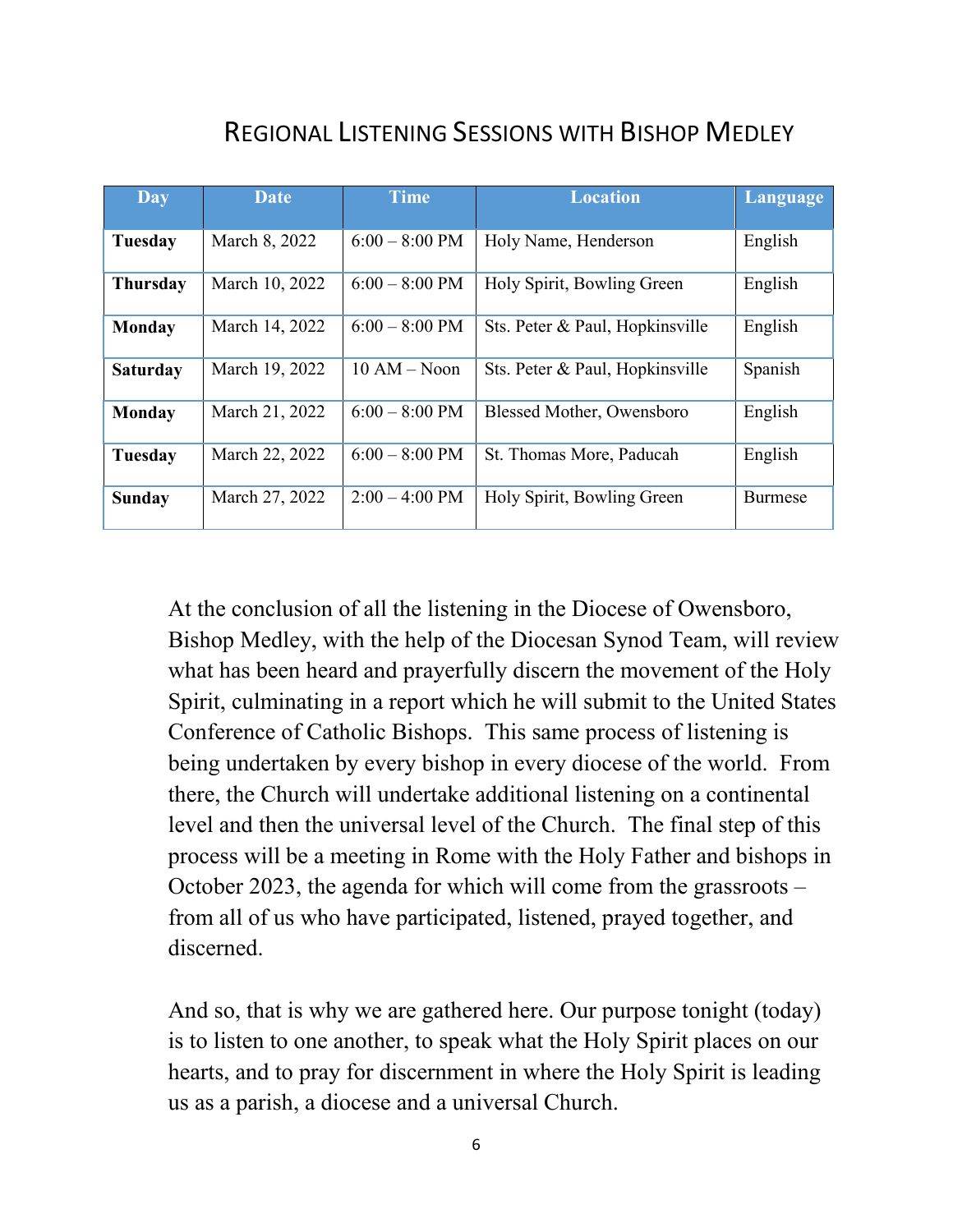# Regional Listening Sessions with Bishop Medley

| Day | Date | Time | Location | Language |
|---|---|---|---|---|
| **Tuesday** | March 8, 2022 | 6:00 – 8:00 PM | Holy Name, Henderson | English |
| **Thursday** | March 10, 2022 | 6:00 – 8:00 PM | Holy Spirit, Bowling Green | English |
| **Monday** | March 14, 2022 | 6:00 – 8:00 PM | Sts. Peter & Paul, Hopkinsville | English |
| **Saturday** | March 19, 2022 | 10 AM – Noon | Sts. Peter & Paul, Hopkinsville | Spanish |
| **Monday** | March 21, 2022 | 6:00 – 8:00 PM | Blessed Mother, Owensboro | English |
| **Tuesday** | March 22, 2022 | 6:00 – 8:00 PM | St. Thomas More, Paducah | English |
| **Sunday** | March 27, 2022 | 2:00 – 4:00 PM | Holy Spirit, Bowling Green | Burmese |

At the conclusion of all the listening in the Diocese of Owensboro, Bishop Medley, with the help of the Diocesan Synod Team, will review what has been heard and prayerfully discern the movement of the Holy Spirit, culminating in a report which he will submit to the United States Conference of Catholic Bishops. This same process of listening is being undertaken by every bishop in every diocese of the world. From there, the Church will undertake additional listening on a continental level and then the universal level of the Church. The final step of this process will be a meeting in Rome with the Holy Father and bishops in October 2023, the agenda for which will come from the grassroots – from all of us who have participated, listened, prayed together, and discerned.

And so, that is why we are gathered here. Our purpose tonight (today) is to listen to one another, to speak what the Holy Spirit places on our hearts, and to pray for discernment in where the Holy Spirit is leading us as a parish, a diocese and a universal Church.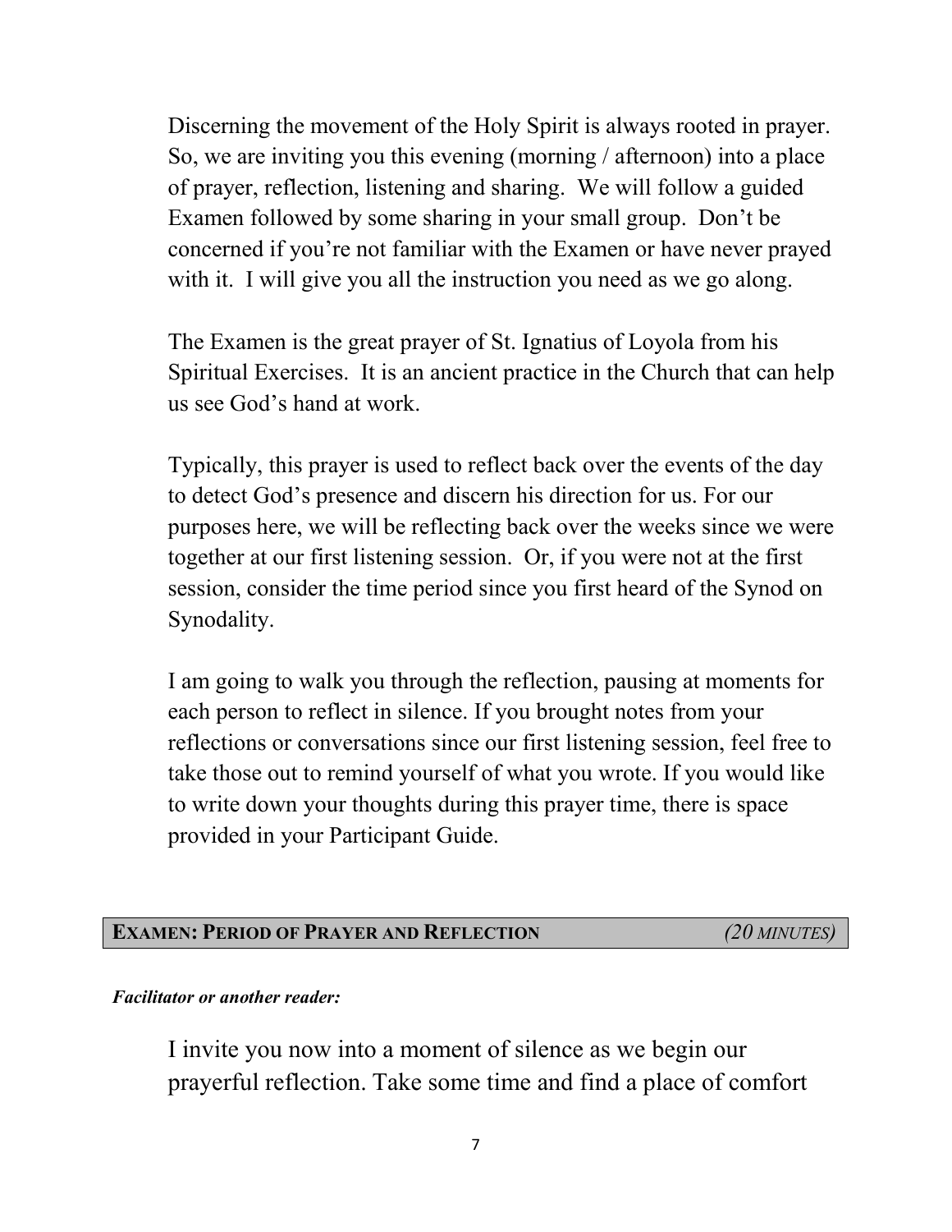Discerning the movement of the Holy Spirit is always rooted in prayer. So, we are inviting you this evening (morning / afternoon) into a place of prayer, reflection, listening and sharing. We will follow a guided Examen followed by some sharing in your small group. Don't be concerned if you're not familiar with the Examen or have never prayed with it. I will give you all the instruction you need as we go along.

The Examen is the great prayer of St. Ignatius of Loyola from his Spiritual Exercises. It is an ancient practice in the Church that can help us see God's hand at work.

Typically, this prayer is used to reflect back over the events of the day to detect God's presence and discern his direction for us. For our purposes here, we will be reflecting back over the weeks since we were together at our first listening session. Or, if you were not at the first session, consider the time period since you first heard of the Synod on Synodality.

I am going to walk you through the reflection, pausing at moments for each person to reflect in silence. If you brought notes from your reflections or conversations since our first listening session, feel free to take those out to remind yourself of what you wrote. If you would like to write down your thoughts during this prayer time, there is space provided in your Participant Guide.

## EXAMEN: PERIOD OF PRAYER AND REFLECTION *(20 MINUTES)*

***Facilitator or another reader:***

I invite you now into a moment of silence as we begin our prayerful reflection. Take some time and find a place of comfort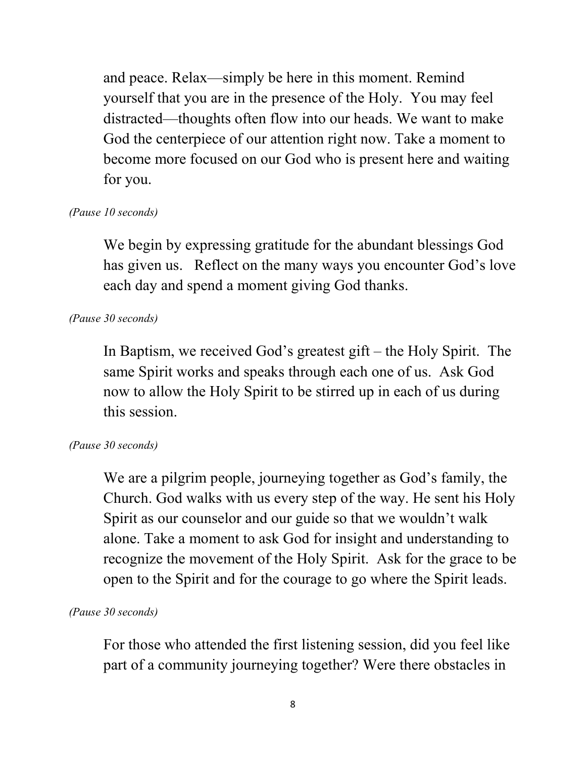and peace. Relax—simply be here in this moment. Remind yourself that you are in the presence of the Holy. You may feel distracted—thoughts often flow into our heads. We want to make God the centerpiece of our attention right now. Take a moment to become more focused on our God who is present here and waiting for you.

*(Pause 10 seconds)*

We begin by expressing gratitude for the abundant blessings God has given us. Reflect on the many ways you encounter God's love each day and spend a moment giving God thanks.

*(Pause 30 seconds)*

In Baptism, we received God's greatest gift – the Holy Spirit. The same Spirit works and speaks through each one of us. Ask God now to allow the Holy Spirit to be stirred up in each of us during this session.

*(Pause 30 seconds)*

We are a pilgrim people, journeying together as God's family, the Church. God walks with us every step of the way. He sent his Holy Spirit as our counselor and our guide so that we wouldn't walk alone. Take a moment to ask God for insight and understanding to recognize the movement of the Holy Spirit. Ask for the grace to be open to the Spirit and for the courage to go where the Spirit leads.

*(Pause 30 seconds)*

For those who attended the first listening session, did you feel like part of a community journeying together? Were there obstacles in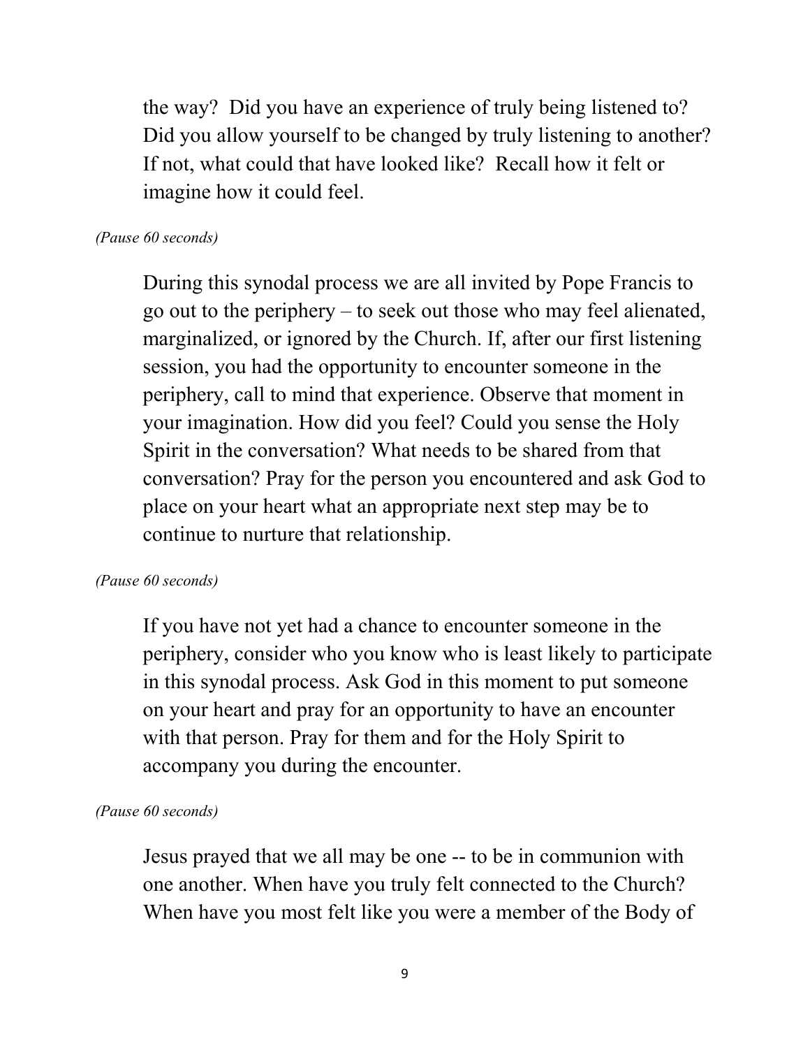the way? Did you have an experience of truly being listened to? Did you allow yourself to be changed by truly listening to another? If not, what could that have looked like? Recall how it felt or imagine how it could feel.

*(Pause 60 seconds)*

During this synodal process we are all invited by Pope Francis to go out to the periphery – to seek out those who may feel alienated, marginalized, or ignored by the Church. If, after our first listening session, you had the opportunity to encounter someone in the periphery, call to mind that experience. Observe that moment in your imagination. How did you feel? Could you sense the Holy Spirit in the conversation? What needs to be shared from that conversation? Pray for the person you encountered and ask God to place on your heart what an appropriate next step may be to continue to nurture that relationship.

*(Pause 60 seconds)*

If you have not yet had a chance to encounter someone in the periphery, consider who you know who is least likely to participate in this synodal process. Ask God in this moment to put someone on your heart and pray for an opportunity to have an encounter with that person. Pray for them and for the Holy Spirit to accompany you during the encounter.

*(Pause 60 seconds)*

Jesus prayed that we all may be one -- to be in communion with one another. When have you truly felt connected to the Church? When have you most felt like you were a member of the Body of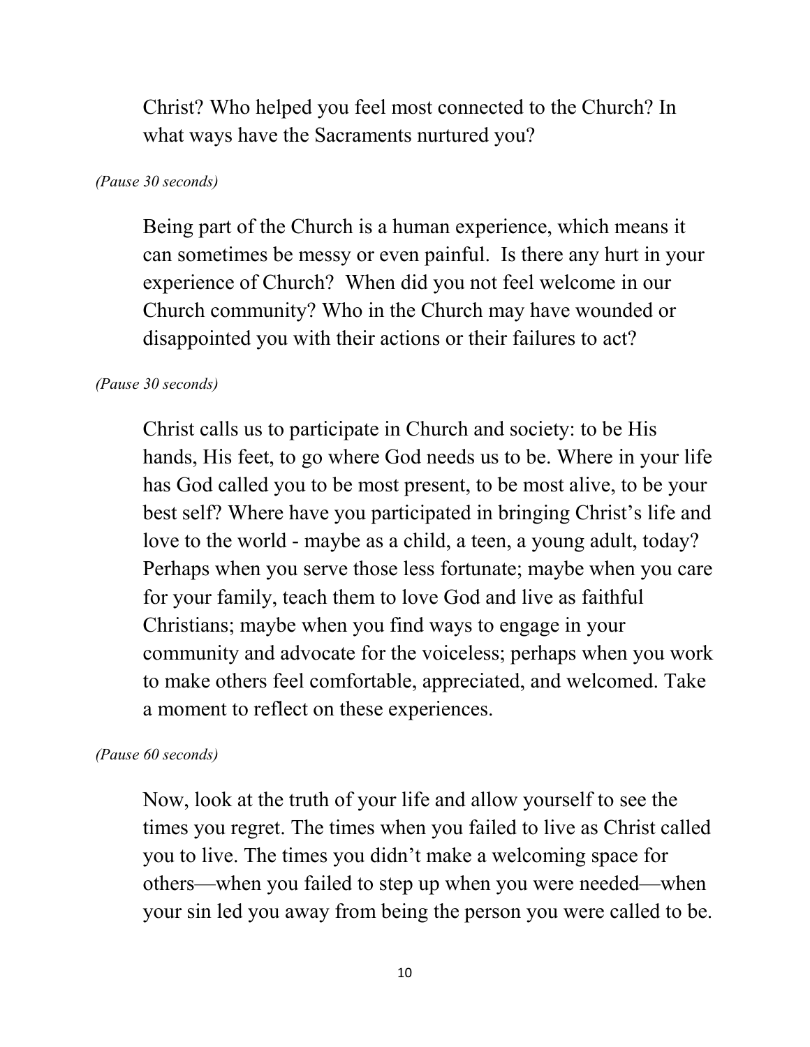Christ? Who helped you feel most connected to the Church? In what ways have the Sacraments nurtured you?

*(Pause 30 seconds)*

Being part of the Church is a human experience, which means it can sometimes be messy or even painful. Is there any hurt in your experience of Church? When did you not feel welcome in our Church community? Who in the Church may have wounded or disappointed you with their actions or their failures to act?

*(Pause 30 seconds)*

Christ calls us to participate in Church and society: to be His hands, His feet, to go where God needs us to be. Where in your life has God called you to be most present, to be most alive, to be your best self? Where have you participated in bringing Christ's life and love to the world - maybe as a child, a teen, a young adult, today? Perhaps when you serve those less fortunate; maybe when you care for your family, teach them to love God and live as faithful Christians; maybe when you find ways to engage in your community and advocate for the voiceless; perhaps when you work to make others feel comfortable, appreciated, and welcomed. Take a moment to reflect on these experiences.

*(Pause 60 seconds)*

Now, look at the truth of your life and allow yourself to see the times you regret. The times when you failed to live as Christ called you to live. The times you didn't make a welcoming space for others—when you failed to step up when you were needed—when your sin led you away from being the person you were called to be.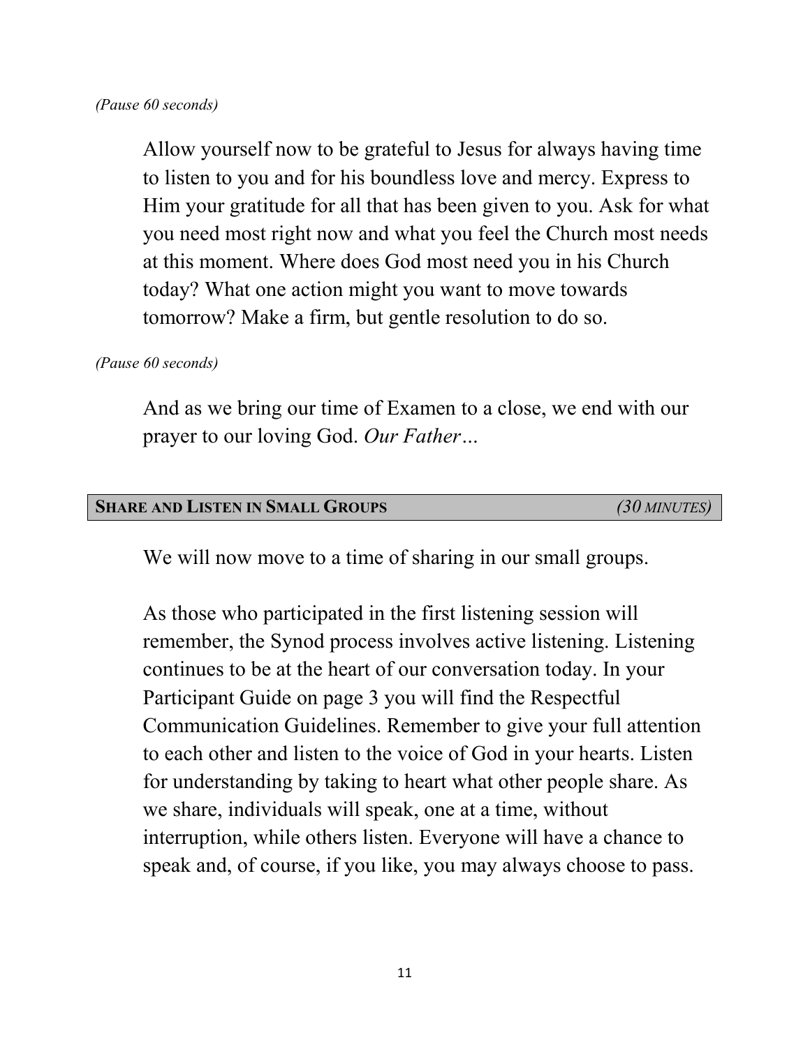*(Pause 60 seconds)*

Allow yourself now to be grateful to Jesus for always having time to listen to you and for his boundless love and mercy. Express to Him your gratitude for all that has been given to you. Ask for what you need most right now and what you feel the Church most needs at this moment. Where does God most need you in his Church today? What one action might you want to move towards tomorrow? Make a firm, but gentle resolution to do so.

*(Pause 60 seconds)*

And as we bring our time of Examen to a close, we end with our prayer to our loving God. *Our Father…*

## **SHARE AND LISTEN IN SMALL GROUPS** *(30 MINUTES)*

We will now move to a time of sharing in our small groups.

As those who participated in the first listening session will remember, the Synod process involves active listening. Listening continues to be at the heart of our conversation today. In your Participant Guide on page 3 you will find the Respectful Communication Guidelines. Remember to give your full attention to each other and listen to the voice of God in your hearts. Listen for understanding by taking to heart what other people share. As we share, individuals will speak, one at a time, without interruption, while others listen. Everyone will have a chance to speak and, of course, if you like, you may always choose to pass.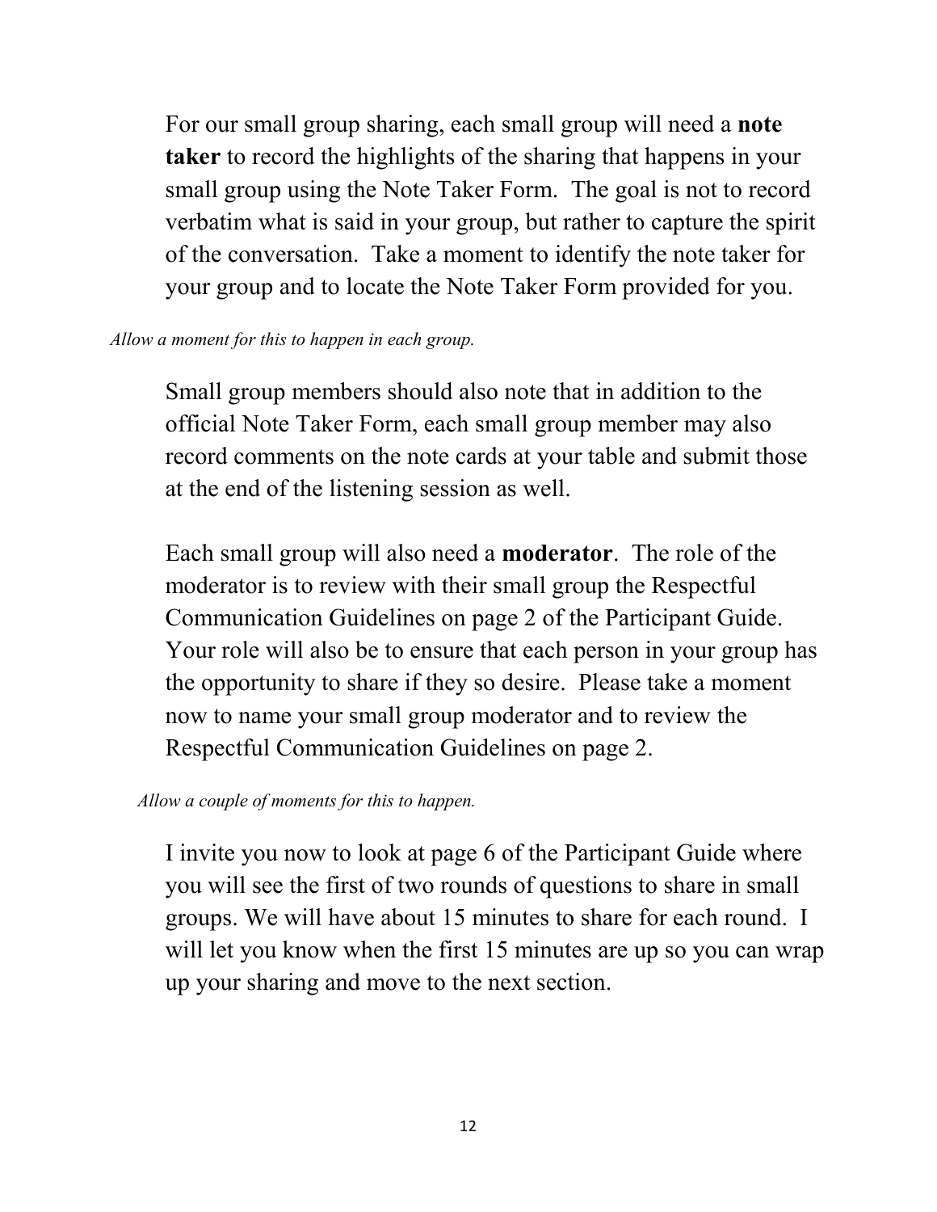For our small group sharing, each small group will need a **note taker** to record the highlights of the sharing that happens in your small group using the Note Taker Form. The goal is not to record verbatim what is said in your group, but rather to capture the spirit of the conversation. Take a moment to identify the note taker for your group and to locate the Note Taker Form provided for you.

*Allow a moment for this to happen in each group.*

Small group members should also note that in addition to the official Note Taker Form, each small group member may also record comments on the note cards at your table and submit those at the end of the listening session as well.

Each small group will also need a **moderator**. The role of the moderator is to review with their small group the Respectful Communication Guidelines on page 2 of the Participant Guide. Your role will also be to ensure that each person in your group has the opportunity to share if they so desire. Please take a moment now to name your small group moderator and to review the Respectful Communication Guidelines on page 2.

*Allow a couple of moments for this to happen.*

I invite you now to look at page 6 of the Participant Guide where you will see the first of two rounds of questions to share in small groups. We will have about 15 minutes to share for each round. I will let you know when the first 15 minutes are up so you can wrap up your sharing and move to the next section.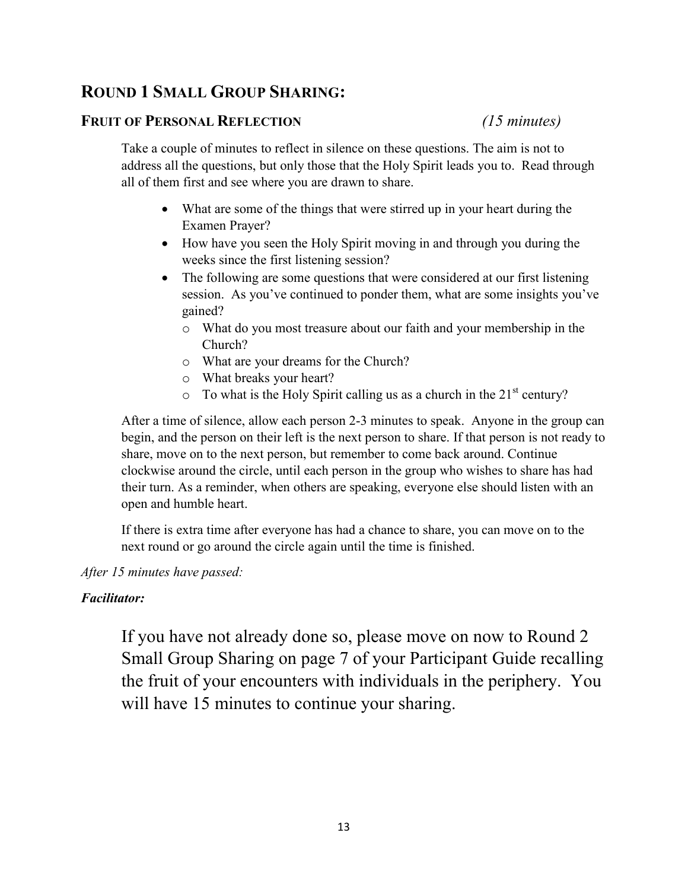## Round 1 Small Group Sharing:

### Fruit of Personal Reflection *(15 minutes)*

Take a couple of minutes to reflect in silence on these questions. The aim is not to address all the questions, but only those that the Holy Spirit leads you to. Read through all of them first and see where you are drawn to share.

- What are some of the things that were stirred up in your heart during the Examen Prayer?
- How have you seen the Holy Spirit moving in and through you during the weeks since the first listening session?
- The following are some questions that were considered at our first listening session. As you've continued to ponder them, what are some insights you've gained?
  - What do you most treasure about our faith and your membership in the Church?
  - What are your dreams for the Church?
  - What breaks your heart?
  - To what is the Holy Spirit calling us as a church in the 21st century?

After a time of silence, allow each person 2-3 minutes to speak. Anyone in the group can begin, and the person on their left is the next person to share. If that person is not ready to share, move on to the next person, but remember to come back around. Continue clockwise around the circle, until each person in the group who wishes to share has had their turn. As a reminder, when others are speaking, everyone else should listen with an open and humble heart.

If there is extra time after everyone has had a chance to share, you can move on to the next round or go around the circle again until the time is finished.

*After 15 minutes have passed:*

***Facilitator:***

If you have not already done so, please move on now to Round 2 Small Group Sharing on page 7 of your Participant Guide recalling the fruit of your encounters with individuals in the periphery. You will have 15 minutes to continue your sharing.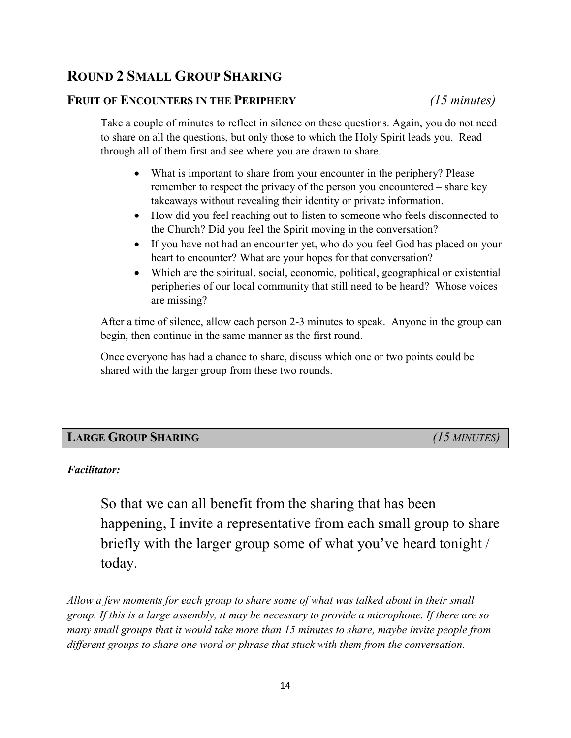## Round 2 Small Group Sharing

### Fruit of Encounters in the Periphery *(15 minutes)*

Take a couple of minutes to reflect in silence on these questions. Again, you do not need to share on all the questions, but only those to which the Holy Spirit leads you. Read through all of them first and see where you are drawn to share.

- What is important to share from your encounter in the periphery? Please remember to respect the privacy of the person you encountered – share key takeaways without revealing their identity or private information.
- How did you feel reaching out to listen to someone who feels disconnected to the Church? Did you feel the Spirit moving in the conversation?
- If you have not had an encounter yet, who do you feel God has placed on your heart to encounter? What are your hopes for that conversation?
- Which are the spiritual, social, economic, political, geographical or existential peripheries of our local community that still need to be heard? Whose voices are missing?

After a time of silence, allow each person 2-3 minutes to speak. Anyone in the group can begin, then continue in the same manner as the first round.

Once everyone has had a chance to share, discuss which one or two points could be shared with the larger group from these two rounds.

## Large Group Sharing *(15 minutes)*

***Facilitator:***

So that we can all benefit from the sharing that has been happening, I invite a representative from each small group to share briefly with the larger group some of what you've heard tonight / today.

*Allow a few moments for each group to share some of what was talked about in their small group. If this is a large assembly, it may be necessary to provide a microphone. If there are so many small groups that it would take more than 15 minutes to share, maybe invite people from different groups to share one word or phrase that stuck with them from the conversation.*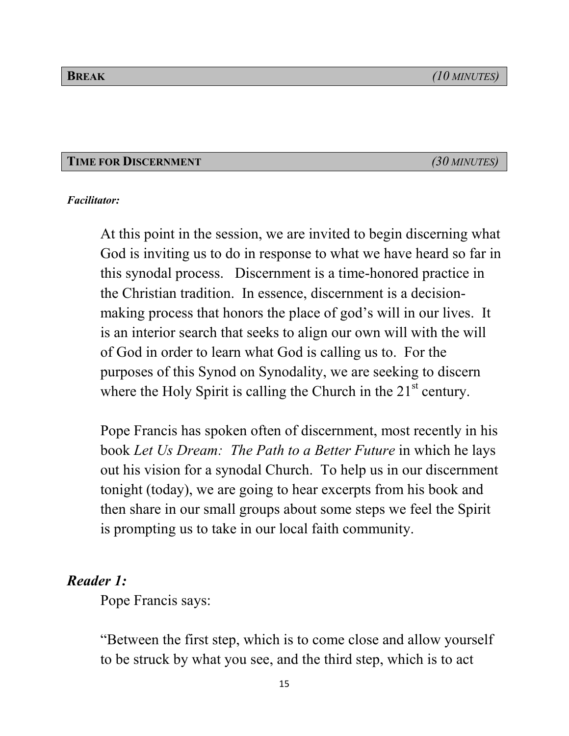## **BREAK** *(10 MINUTES)*

## **TIME FOR DISCERNMENT** *(30 MINUTES)*

***Facilitator:***

At this point in the session, we are invited to begin discerning what God is inviting us to do in response to what we have heard so far in this synodal process. Discernment is a time-honored practice in the Christian tradition. In essence, discernment is a decision-making process that honors the place of god's will in our lives. It is an interior search that seeks to align our own will with the will of God in order to learn what God is calling us to. For the purposes of this Synod on Synodality, we are seeking to discern where the Holy Spirit is calling the Church in the 21st century.

Pope Francis has spoken often of discernment, most recently in his book *Let Us Dream: The Path to a Better Future* in which he lays out his vision for a synodal Church. To help us in our discernment tonight (today), we are going to hear excerpts from his book and then share in our small groups about some steps we feel the Spirit is prompting us to take in our local faith community.

***Reader 1:***

Pope Francis says:

"Between the first step, which is to come close and allow yourself to be struck by what you see, and the third step, which is to act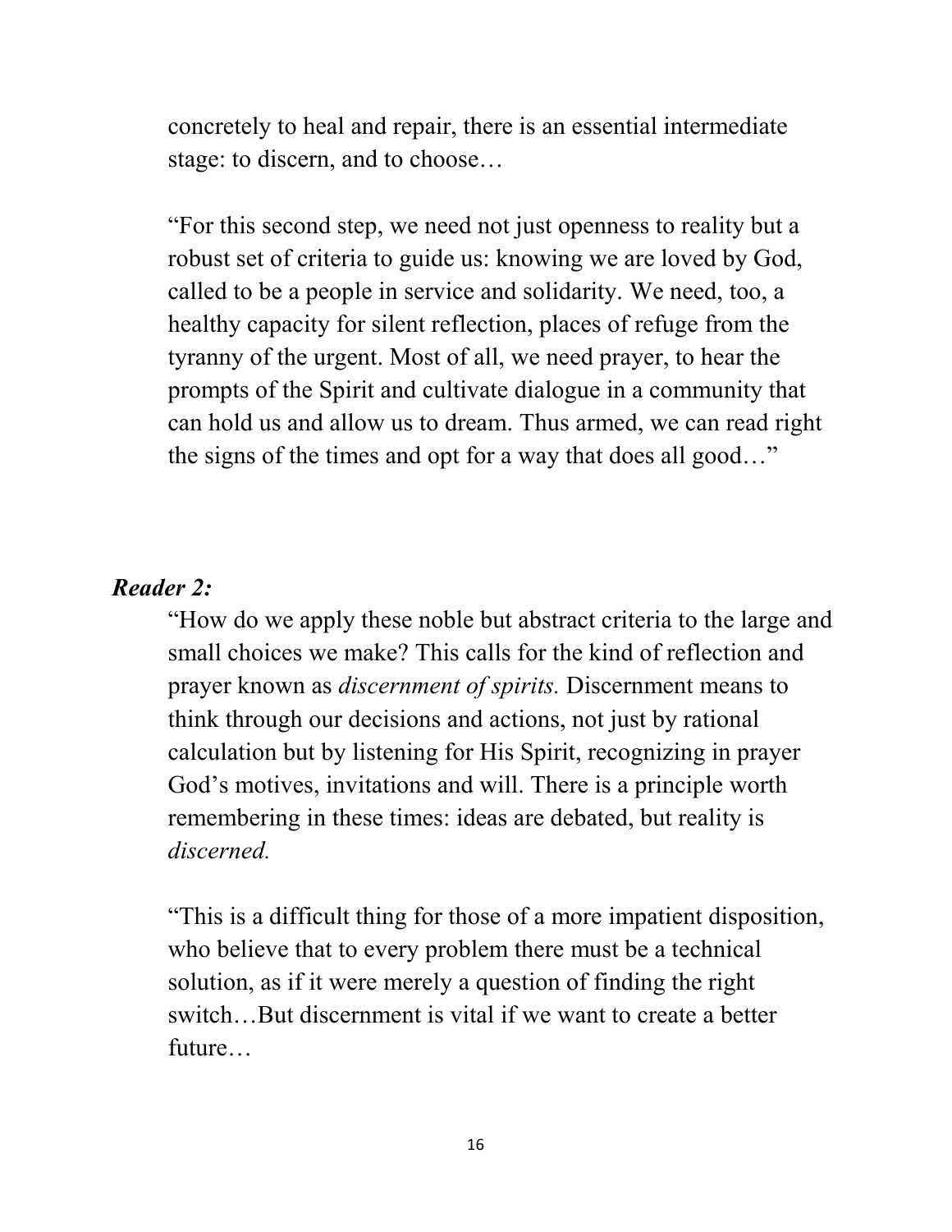concretely to heal and repair, there is an essential intermediate stage: to discern, and to choose…

"For this second step, we need not just openness to reality but a robust set of criteria to guide us: knowing we are loved by God, called to be a people in service and solidarity. We need, too, a healthy capacity for silent reflection, places of refuge from the tyranny of the urgent. Most of all, we need prayer, to hear the prompts of the Spirit and cultivate dialogue in a community that can hold us and allow us to dream. Thus armed, we can read right the signs of the times and opt for a way that does all good…"

***Reader 2:***

"How do we apply these noble but abstract criteria to the large and small choices we make? This calls for the kind of reflection and prayer known as *discernment of spirits.* Discernment means to think through our decisions and actions, not just by rational calculation but by listening for His Spirit, recognizing in prayer God's motives, invitations and will. There is a principle worth remembering in these times: ideas are debated, but reality is *discerned.*

"This is a difficult thing for those of a more impatient disposition, who believe that to every problem there must be a technical solution, as if it were merely a question of finding the right switch…But discernment is vital if we want to create a better future…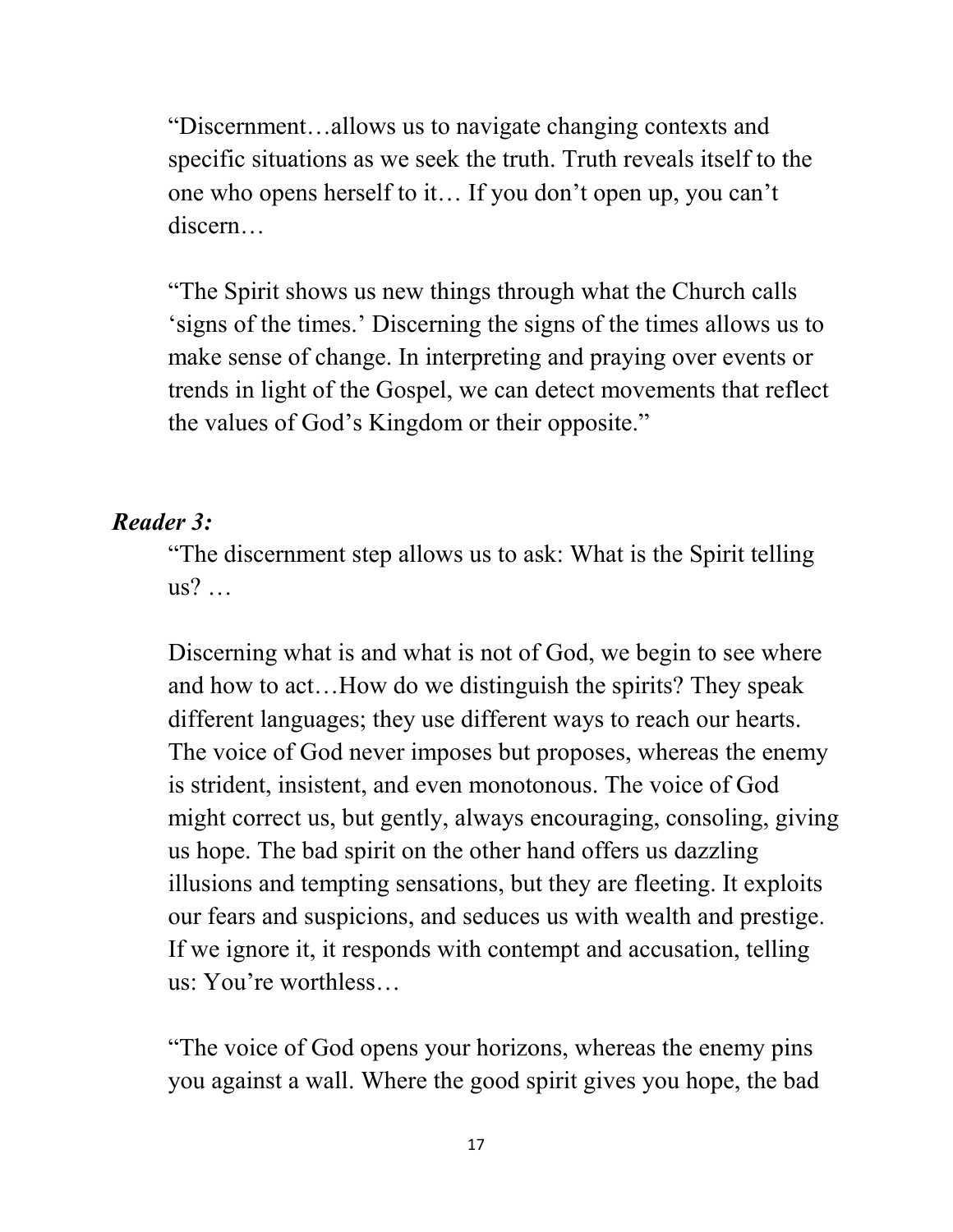"Discernment…allows us to navigate changing contexts and specific situations as we seek the truth. Truth reveals itself to the one who opens herself to it… If you don't open up, you can't discern…

"The Spirit shows us new things through what the Church calls 'signs of the times.' Discerning the signs of the times allows us to make sense of change. In interpreting and praying over events or trends in light of the Gospel, we can detect movements that reflect the values of God's Kingdom or their opposite."

***Reader 3:***

"The discernment step allows us to ask: What is the Spirit telling us? …

Discerning what is and what is not of God, we begin to see where and how to act…How do we distinguish the spirits? They speak different languages; they use different ways to reach our hearts. The voice of God never imposes but proposes, whereas the enemy is strident, insistent, and even monotonous. The voice of God might correct us, but gently, always encouraging, consoling, giving us hope. The bad spirit on the other hand offers us dazzling illusions and tempting sensations, but they are fleeting. It exploits our fears and suspicions, and seduces us with wealth and prestige. If we ignore it, it responds with contempt and accusation, telling us: You're worthless…

"The voice of God opens your horizons, whereas the enemy pins you against a wall. Where the good spirit gives you hope, the bad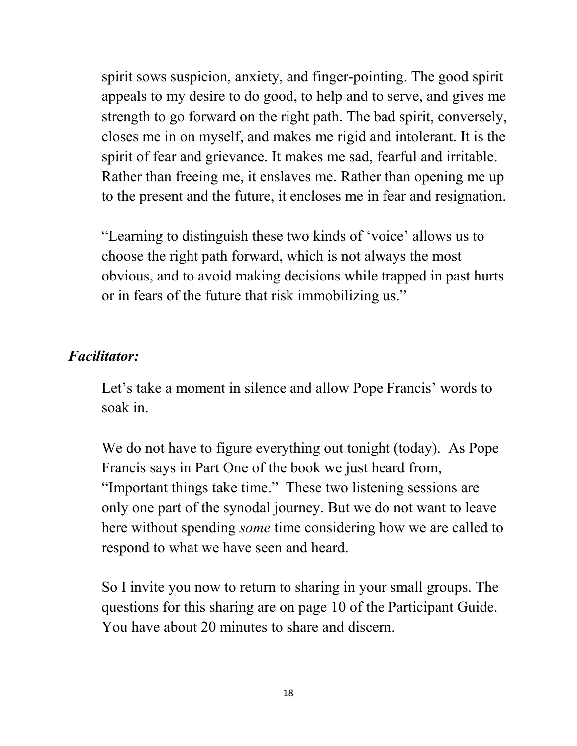spirit sows suspicion, anxiety, and finger-pointing. The good spirit appeals to my desire to do good, to help and to serve, and gives me strength to go forward on the right path. The bad spirit, conversely, closes me in on myself, and makes me rigid and intolerant. It is the spirit of fear and grievance. It makes me sad, fearful and irritable. Rather than freeing me, it enslaves me. Rather than opening me up to the present and the future, it encloses me in fear and resignation.

"Learning to distinguish these two kinds of 'voice' allows us to choose the right path forward, which is not always the most obvious, and to avoid making decisions while trapped in past hurts or in fears of the future that risk immobilizing us."

***Facilitator:***

Let's take a moment in silence and allow Pope Francis' words to soak in.

We do not have to figure everything out tonight (today). As Pope Francis says in Part One of the book we just heard from, "Important things take time." These two listening sessions are only one part of the synodal journey. But we do not want to leave here without spending *some* time considering how we are called to respond to what we have seen and heard.

So I invite you now to return to sharing in your small groups. The questions for this sharing are on page 10 of the Participant Guide. You have about 20 minutes to share and discern.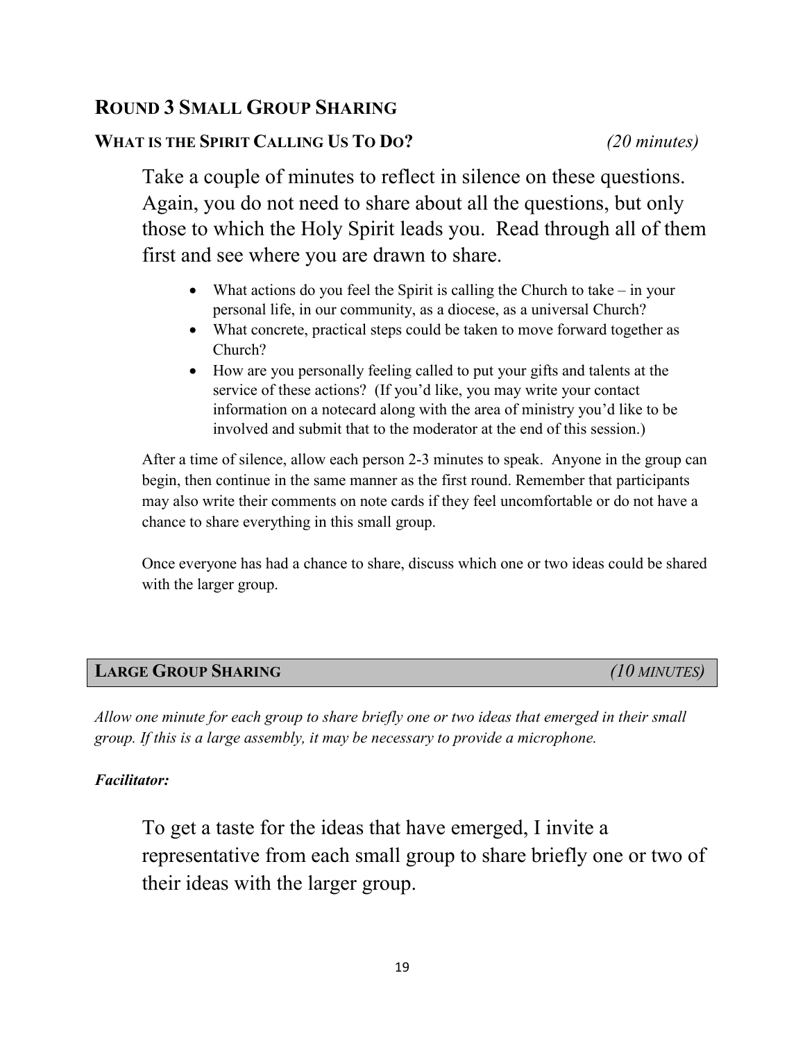## ROUND 3 SMALL GROUP SHARING

### WHAT IS THE SPIRIT CALLING US TO DO? *(20 minutes)*

Take a couple of minutes to reflect in silence on these questions. Again, you do not need to share about all the questions, but only those to which the Holy Spirit leads you. Read through all of them first and see where you are drawn to share.

- What actions do you feel the Spirit is calling the Church to take – in your personal life, in our community, as a diocese, as a universal Church?
- What concrete, practical steps could be taken to move forward together as Church?
- How are you personally feeling called to put your gifts and talents at the service of these actions? (If you'd like, you may write your contact information on a notecard along with the area of ministry you'd like to be involved and submit that to the moderator at the end of this session.)

After a time of silence, allow each person 2-3 minutes to speak. Anyone in the group can begin, then continue in the same manner as the first round. Remember that participants may also write their comments on note cards if they feel uncomfortable or do not have a chance to share everything in this small group.

Once everyone has had a chance to share, discuss which one or two ideas could be shared with the larger group.

## LARGE GROUP SHARING *(10 MINUTES)*

*Allow one minute for each group to share briefly one or two ideas that emerged in their small group. If this is a large assembly, it may be necessary to provide a microphone.*

***Facilitator:***

To get a taste for the ideas that have emerged, I invite a representative from each small group to share briefly one or two of their ideas with the larger group.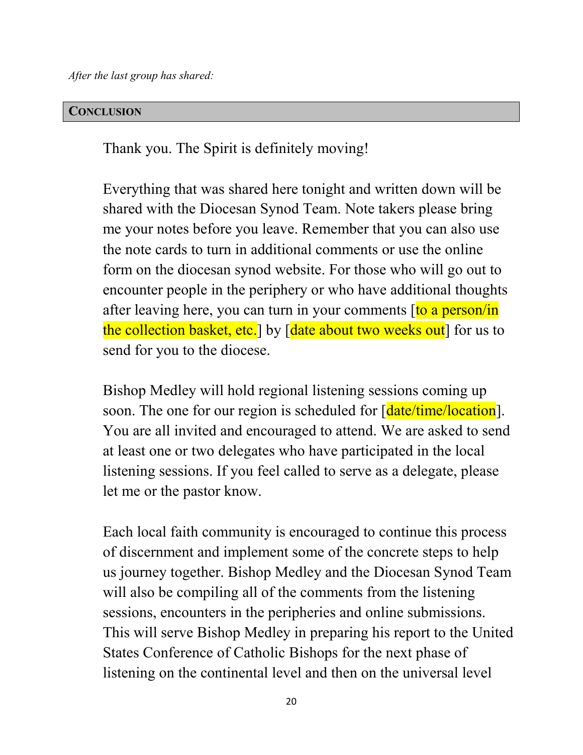*After the last group has shared:*

## CONCLUSION

Thank you. The Spirit is definitely moving!

Everything that was shared here tonight and written down will be shared with the Diocesan Synod Team. Note takers please bring me your notes before you leave. Remember that you can also use the note cards to turn in additional comments or use the online form on the diocesan synod website. For those who will go out to encounter people in the periphery or who have additional thoughts after leaving here, you can turn in your comments [to a person/in the collection basket, etc.] by [date about two weeks out] for us to send for you to the diocese.

Bishop Medley will hold regional listening sessions coming up soon. The one for our region is scheduled for [date/time/location]. You are all invited and encouraged to attend. We are asked to send at least one or two delegates who have participated in the local listening sessions. If you feel called to serve as a delegate, please let me or the pastor know.

Each local faith community is encouraged to continue this process of discernment and implement some of the concrete steps to help us journey together. Bishop Medley and the Diocesan Synod Team will also be compiling all of the comments from the listening sessions, encounters in the peripheries and online submissions. This will serve Bishop Medley in preparing his report to the United States Conference of Catholic Bishops for the next phase of listening on the continental level and then on the universal level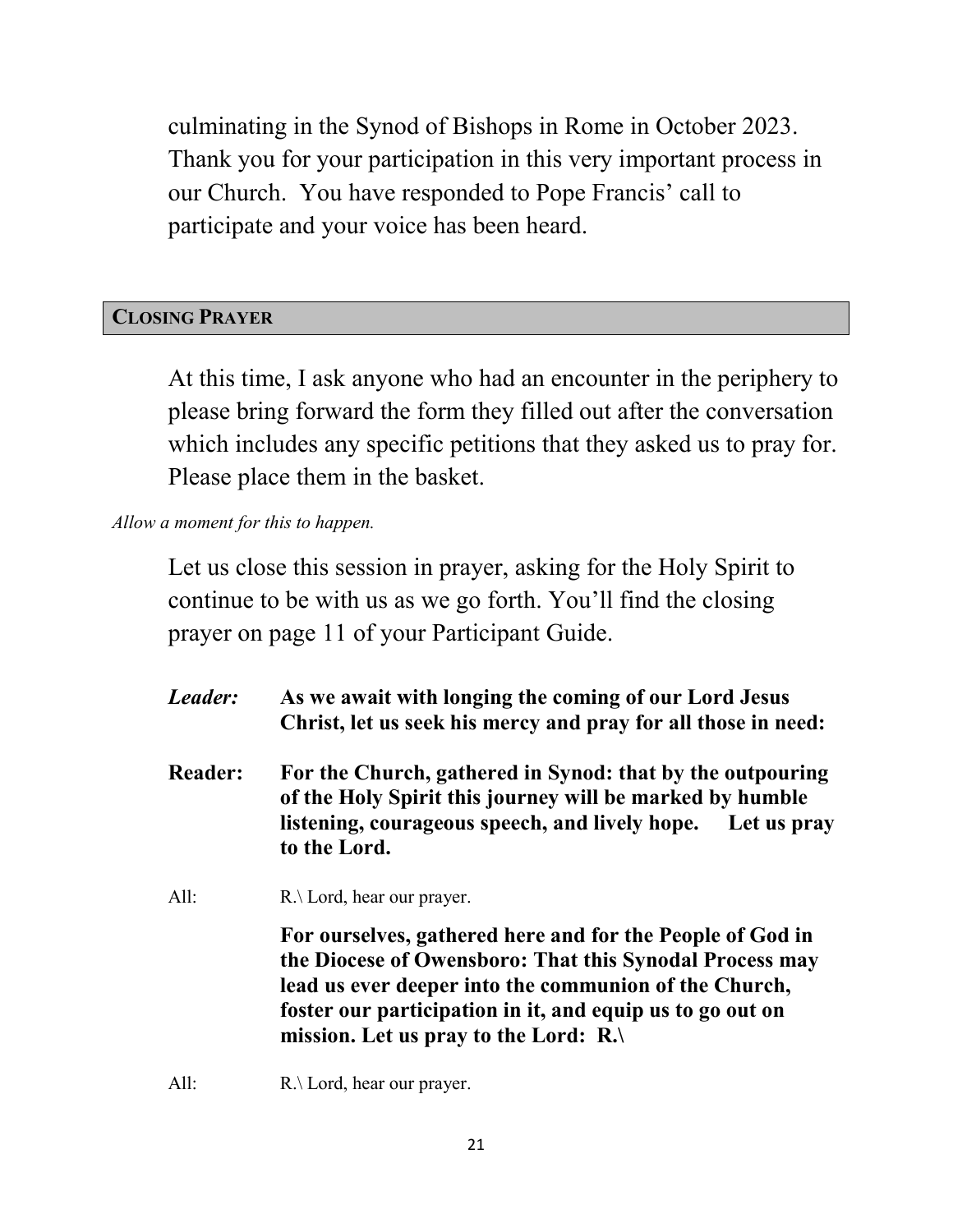culminating in the Synod of Bishops in Rome in October 2023. Thank you for your participation in this very important process in our Church. You have responded to Pope Francis' call to participate and your voice has been heard.

## CLOSING PRAYER

At this time, I ask anyone who had an encounter in the periphery to please bring forward the form they filled out after the conversation which includes any specific petitions that they asked us to pray for. Please place them in the basket.

*Allow a moment for this to happen.*

Let us close this session in prayer, asking for the Holy Spirit to continue to be with us as we go forth. You'll find the closing prayer on page 11 of your Participant Guide.

***Leader:*** **As we await with longing the coming of our Lord Jesus Christ, let us seek his mercy and pray for all those in need:**

**Reader:** **For the Church, gathered in Synod: that by the outpouring of the Holy Spirit this journey will be marked by humble listening, courageous speech, and lively hope. Let us pray to the Lord.**

All: R.\ Lord, hear our prayer.

**For ourselves, gathered here and for the People of God in the Diocese of Owensboro: That this Synodal Process may lead us ever deeper into the communion of the Church, foster our participation in it, and equip us to go out on mission. Let us pray to the Lord: R.\**

All: R.\ Lord, hear our prayer.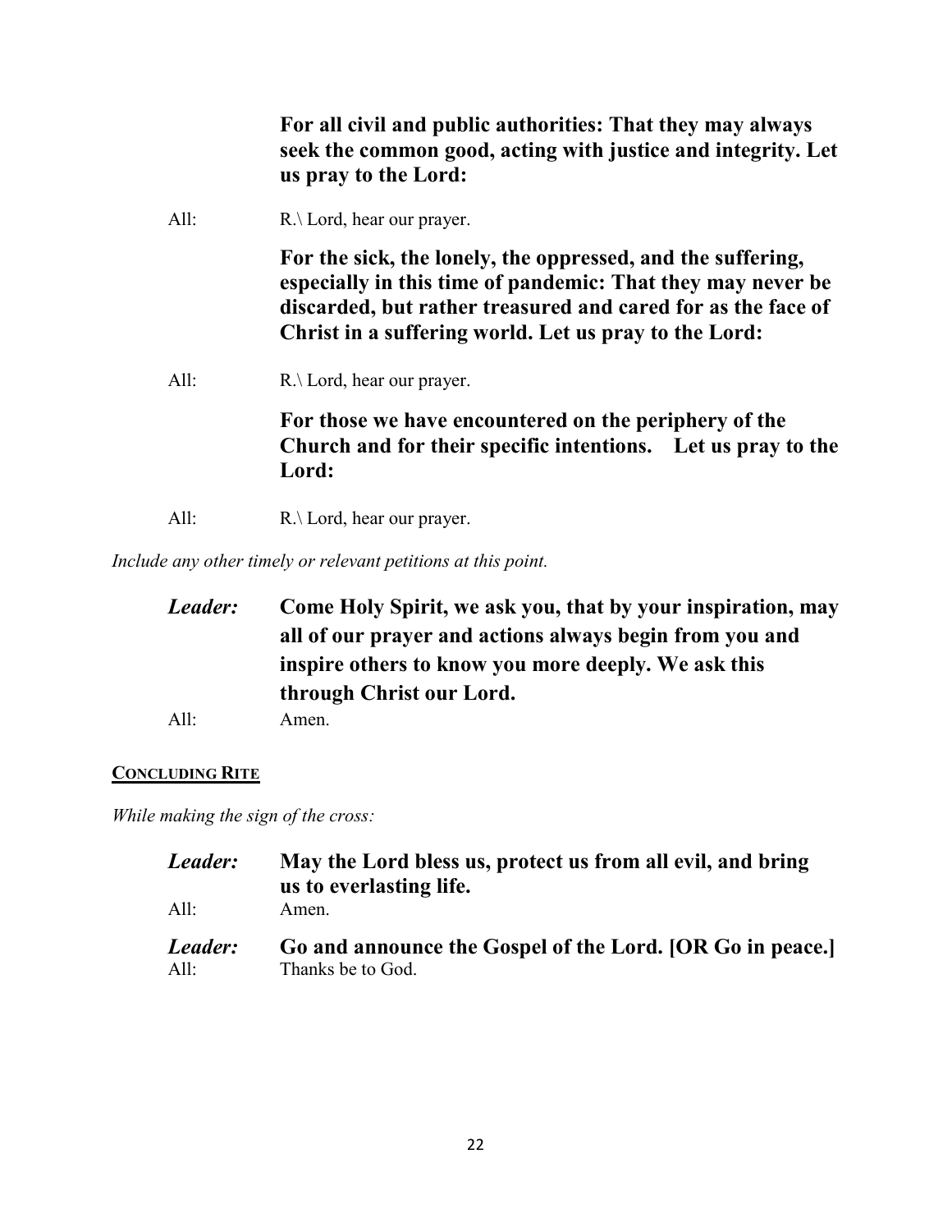**For all civil and public authorities: That they may always seek the common good, acting with justice and integrity. Let us pray to the Lord:**

All: R.\ Lord, hear our prayer.

**For the sick, the lonely, the oppressed, and the suffering, especially in this time of pandemic: That they may never be discarded, but rather treasured and cared for as the face of Christ in a suffering world. Let us pray to the Lord:**

All: R.\ Lord, hear our prayer.

**For those we have encountered on the periphery of the Church and for their specific intentions. Let us pray to the Lord:**

All: R.\ Lord, hear our prayer.

*Include any other timely or relevant petitions at this point.*

***Leader:*** **Come Holy Spirit, we ask you, that by your inspiration, may all of our prayer and actions always begin from you and inspire others to know you more deeply. We ask this through Christ our Lord.**

All: Amen.

## CONCLUDING RITE

*While making the sign of the cross:*

***Leader:*** **May the Lord bless us, protect us from all evil, and bring us to everlasting life.**

All: Amen.

***Leader:*** **Go and announce the Gospel of the Lord. [OR Go in peace.]**

All: Thanks be to God.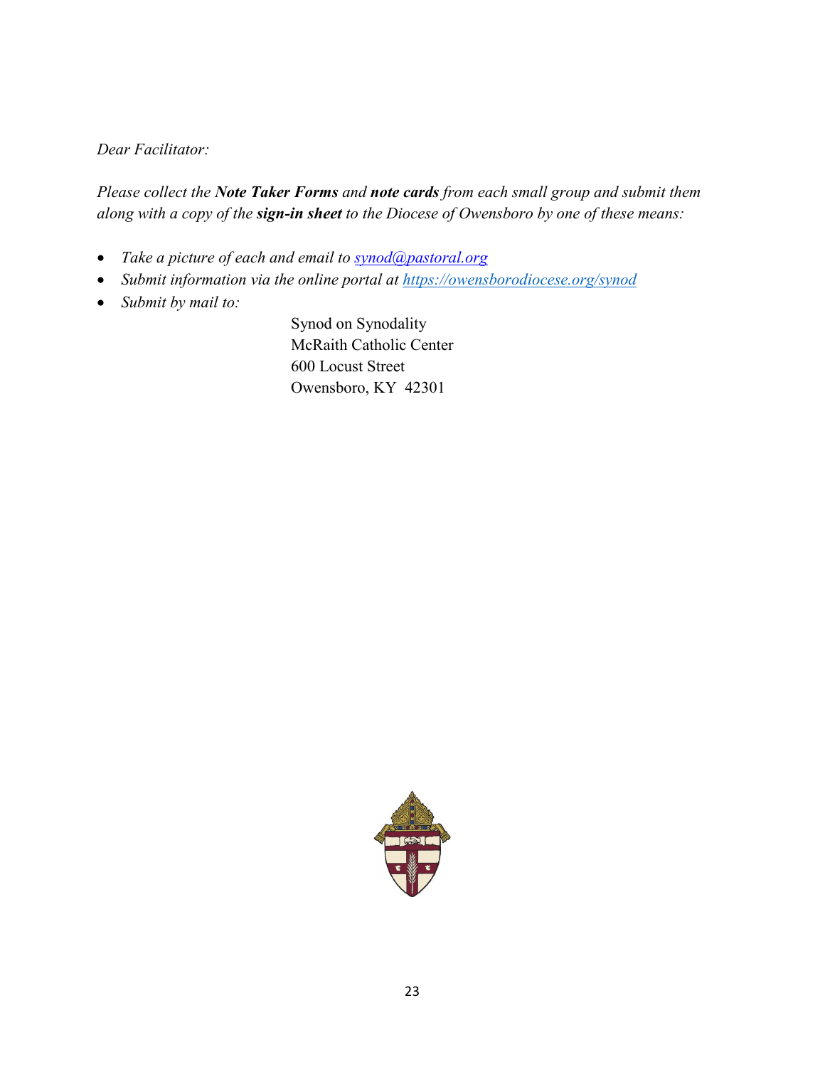*Dear Facilitator:*

*Please collect the **Note Taker Forms** and **note cards** from each small group and submit them along with a copy of the **sign-in sheet** to the Diocese of Owensboro by one of these means:*

- *Take a picture of each and email to [synod@pastoral.org](mailto:synod@pastoral.org)*
- *Submit information via the online portal at [https://owensborodiocese.org/synod](https://owensborodiocese.org/synod)*
- *Submit by mail to:*

  Synod on Synodality
  McRaith Catholic Center
  600 Locust Street
  Owensboro, KY 42301